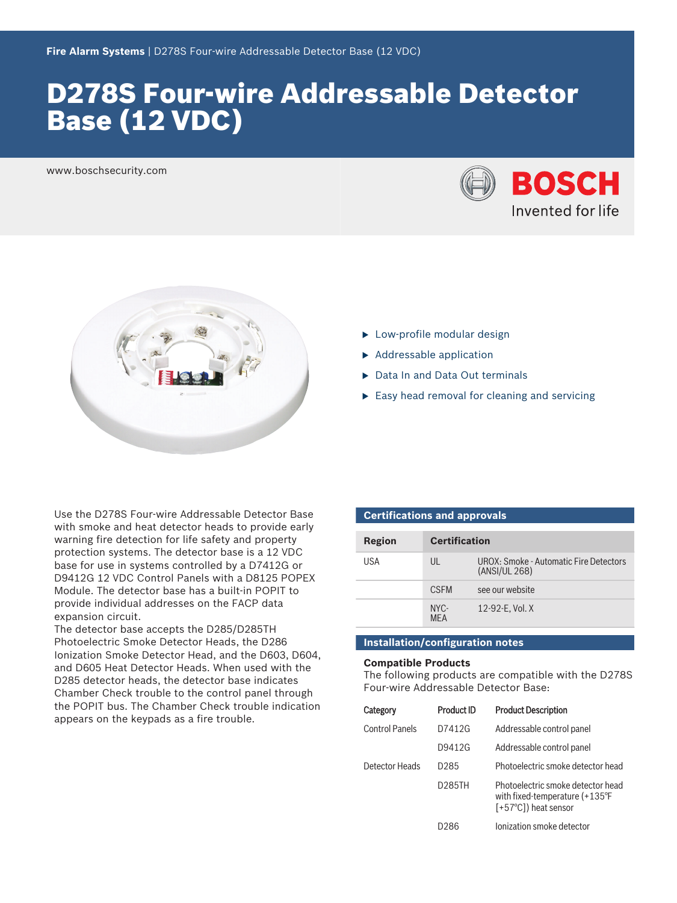Fire Alarm Systems | D278S Four-wire Addressable Detector Base (12 VDC)

# D278S Four-wire Addressable Detector Base (12 VDC)

www.boschsecurity.com

- Low-profile modular design
- Addressable application
- Data In and Data Out terminals
- Easy head removal for cleaning and servicing

Use the D278S Four-wire Addressable Detector Base with smoke and heat detector heads to provide early warning fire detection for life safety and property protection systems. The detector base is a 12 VDC base for use in systems controlled by a D7412G or D9412G 12 VDC Control Panels with a D8125 POPEX Module. The detector base has a built-in POPIT to provide individual addresses on the FACP data expansion circuit.

The detector base accepts the D285/D285TH Photoelectric Smoke Detector Heads, the D286 Ionization Smoke Detector Head, and the D603, D604, and D605 Heat Detector Heads. When used with the D285 detector heads, the detector base indicates Chamber Check trouble to the control panel through the POPIT bus. The Chamber Check trouble indication appears on the keypads as a fire trouble.

## Certifications and approvals

| Region | Certification | |
|---|---|---|
| USA | UL | UROX: Smoke - Automatic Fire Detectors (ANSI/UL 268) |
| | CSFM | see our website |
| | NYC-MEA | 12-92-E, Vol. X |

## Installation/configuration notes

### Compatible Products

The following products are compatible with the D278S Four-wire Addressable Detector Base:

| Category | Product ID | Product Description |
|---|---|---|
| Control Panels | D7412G | Addressable control panel |
| | D9412G | Addressable control panel |
| Detector Heads | D285 | Photoelectric smoke detector head |
| | D285TH | Photoelectric smoke detector head with fixed-temperature (+135°F [+57°C]) heat sensor |
| | D286 | Ionization smoke detector |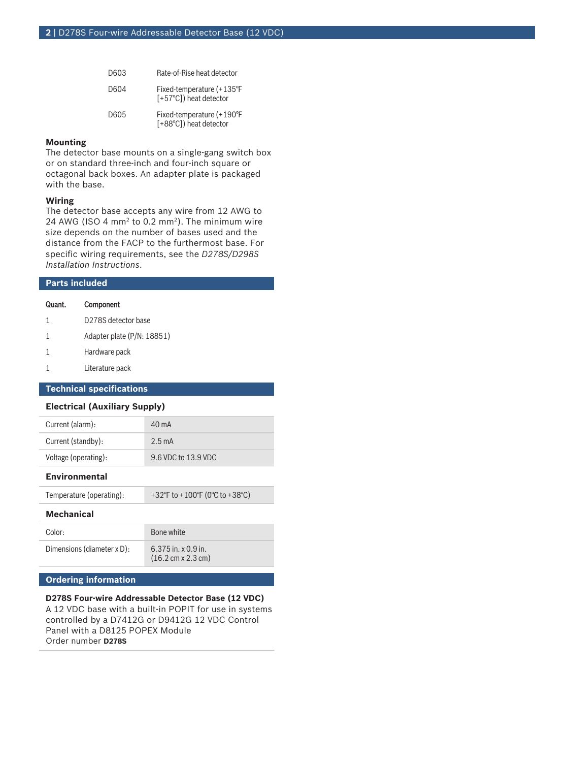| | |
|---|---|
| D603 | Rate-of-Rise heat detector |
| D604 | Fixed-temperature (+135°F [+57°C]) heat detector |
| D605 | Fixed-temperature (+190°F [+88°C]) heat detector |

### Mounting

The detector base mounts on a single-gang switch box or on standard three-inch and four-inch square or octagonal back boxes. An adapter plate is packaged with the base.

### Wiring

The detector base accepts any wire from 12 AWG to 24 AWG (ISO 4 $mm^2$ to 0.2 $mm^2$). The minimum wire size depends on the number of bases used and the distance from the FACP to the furthermost base. For specific wiring requirements, see the *D278S/D298S Installation Instructions*.

## Parts included

| Quant. | Component |
|---|---|
| 1 | D278S detector base |
| 1 | Adapter plate (P/N: 18851) |
| 1 | Hardware pack |
| 1 | Literature pack |

## Technical specifications

### Electrical (Auxiliary Supply)

| | |
|---|---|
| Current (alarm): | 40 mA |
| Current (standby): | 2.5 mA |
| Voltage (operating): | 9.6 VDC to 13.9 VDC |

### Environmental

| | |
|---|---|
| Temperature (operating): | +32°F to +100°F (0°C to +38°C) |

### Mechanical

| | |
|---|---|
| Color: | Bone white |
| Dimensions (diameter x D): | 6.375 in. x 0.9 in. (16.2 cm x 2.3 cm) |

## Ordering information

**D278S Four-wire Addressable Detector Base (12 VDC)**
A 12 VDC base with a built-in POPIT for use in systems controlled by a D7412G or D9412G 12 VDC Control Panel with a D8125 POPEX Module
Order number **D278S**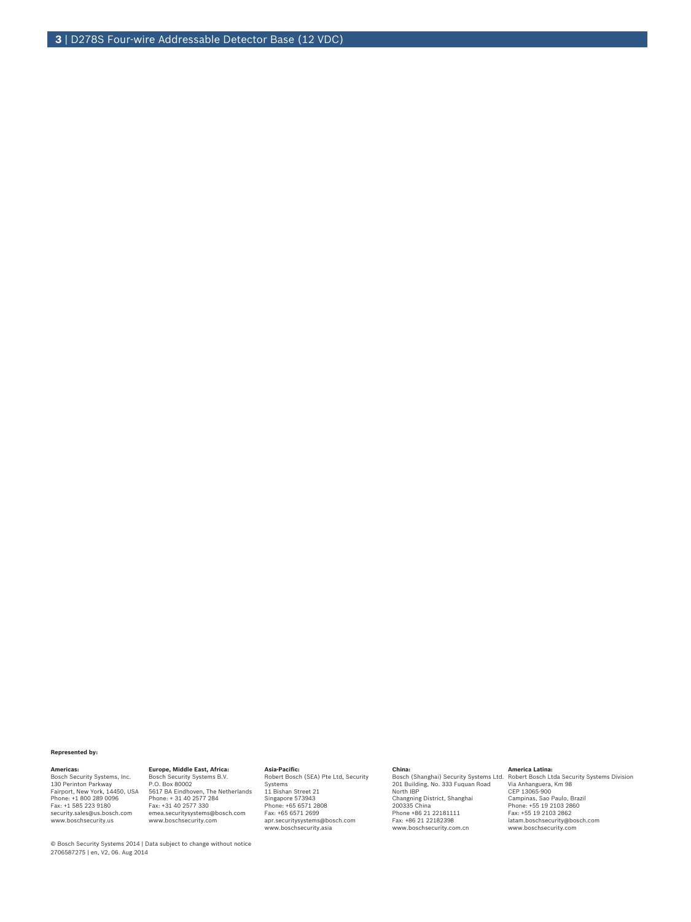**Represented by:**

**Americas:**
Bosch Security Systems, Inc.
130 Perinton Parkway
Fairport, New York, 14450, USA
Phone: +1 800 289 0096
Fax: +1 585 223 9180
security.sales@us.bosch.com
www.boschsecurity.us

**Europe, Middle East, Africa:**
Bosch Security Systems B.V.
P.O. Box 80002
5617 BA Eindhoven, The Netherlands
Phone: + 31 40 2577 284
Fax: +31 40 2577 330
emea.securitysystems@bosch.com
www.boschsecurity.com

**Asia-Pacific:**
Robert Bosch (SEA) Pte Ltd, Security Systems
11 Bishan Street 21
Singapore 573943
Phone: +65 6571 2808
Fax: +65 6571 2699
apr.securitysystems@bosch.com
www.boschsecurity.asia

**China:**
Bosch (Shanghai) Security Systems Ltd.
201 Building, No. 333 Fuquan Road
North IBP
Changning District, Shanghai
200335 China
Phone +86 21 22181111
Fax: +86 21 22182398
www.boschsecurity.com.cn

**America Latina:**
Robert Bosch Ltda Security Systems Division
Via Anhanguera, Km 98
CEP 13065-900
Campinas, Sao Paulo, Brazil
Phone: +55 19 2103 2860
Fax: +55 19 2103 2862
latam.boschsecurity@bosch.com
www.boschsecurity.com

© Bosch Security Systems 2014 | Data subject to change without notice
2706587275 | en, V2, 06. Aug 2014